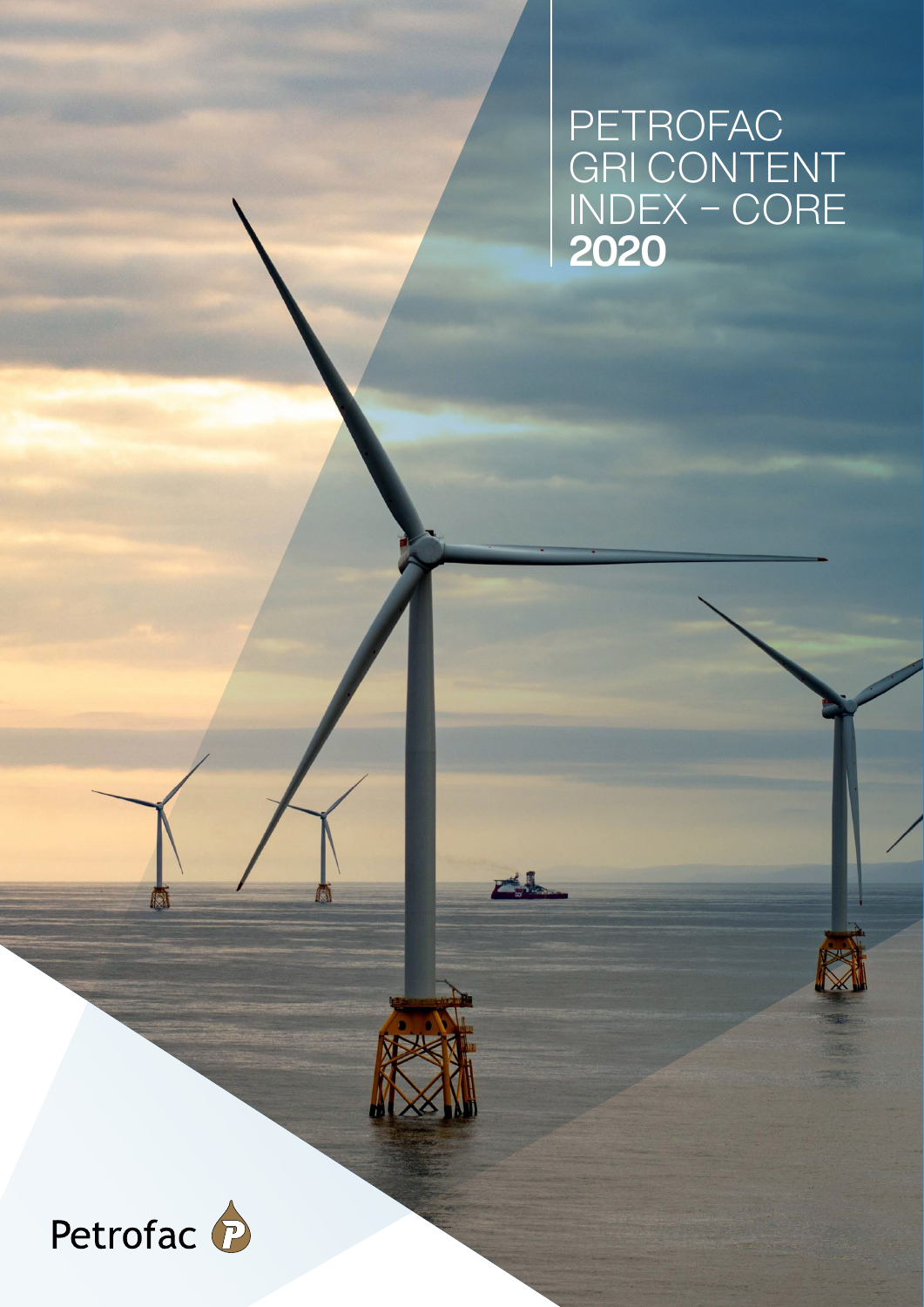# PETROFAC GRI CONTENT INDEX – CORE 2020

Petrofac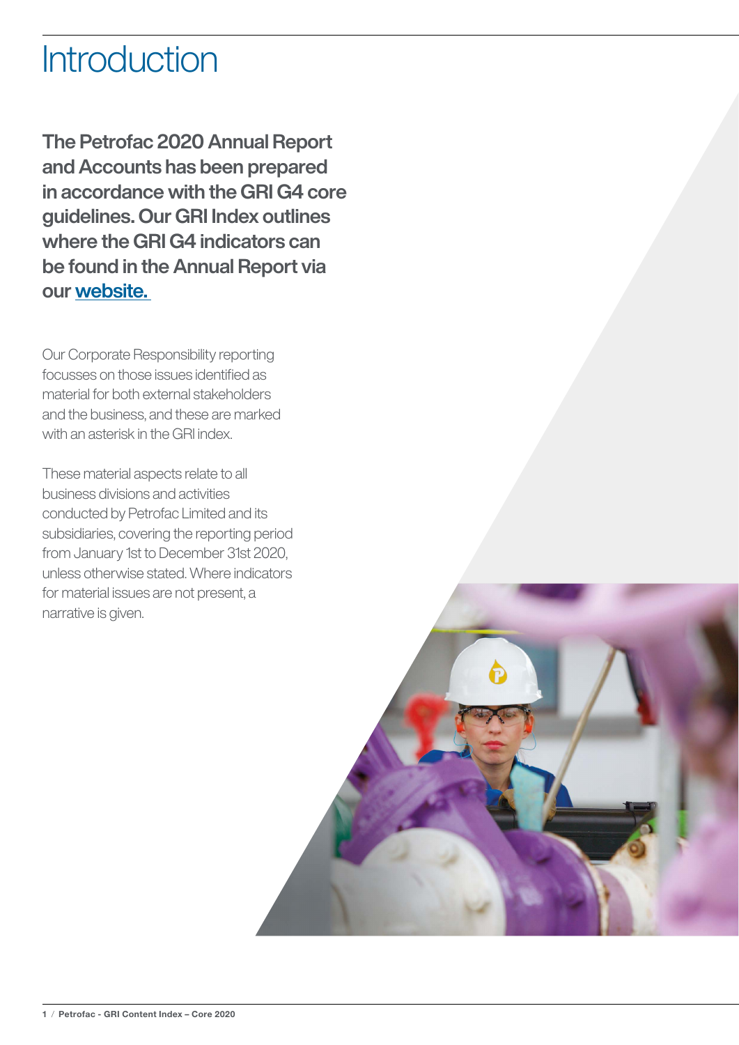# Introduction

**The Petrofac 2020 Annual Report and Accounts has been prepared in accordance with the GRI G4 core guidelines. Our GRI Index outlines where the GRI G4 indicators can be found in the Annual Report via our website.**

Our Corporate Responsibility reporting focusses on those issues identified as material for both external stakeholders and the business, and these are marked with an asterisk in the GRI index.

These material aspects relate to all business divisions and activities conducted by Petrofac Limited and its subsidiaries, covering the reporting period from January 1st to December 31st 2020, unless otherwise stated. Where indicators for material issues are not present, a narrative is given.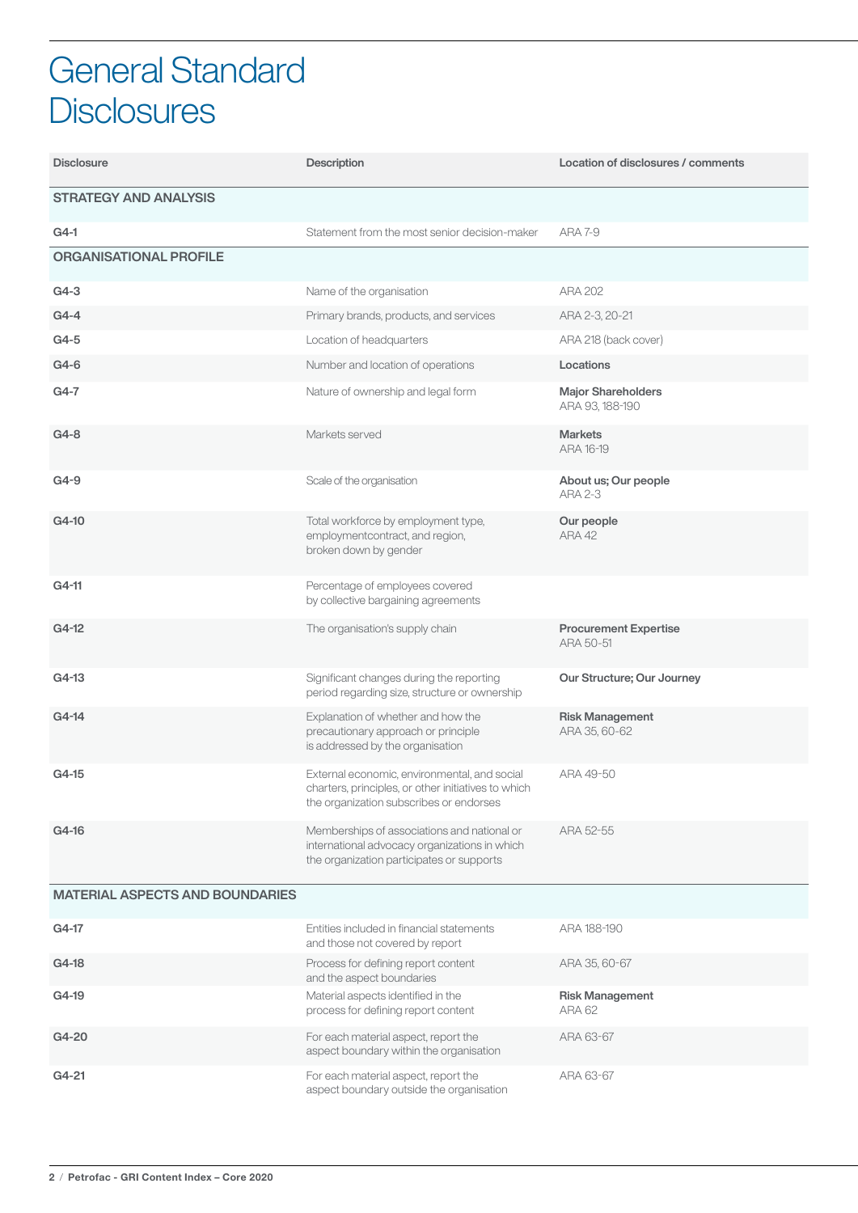# General Standard Disclosures

| Disclosure | Description | Location of disclosures / comments |
|---|---|---|
| **STRATEGY AND ANALYSIS** | | |
| G4-1 | Statement from the most senior decision-maker | ARA 7-9 |
| **ORGANISATIONAL PROFILE** | | |
| G4-3 | Name of the organisation | ARA 202 |
| G4-4 | Primary brands, products, and services | ARA 2-3, 20-21 |
| G4-5 | Location of headquarters | ARA 218 (back cover) |
| G4-6 | Number and location of operations | **Locations** |
| G4-7 | Nature of ownership and legal form | **Major Shareholders** ARA 93, 188-190 |
| G4-8 | Markets served | **Markets** ARA 16-19 |
| G4-9 | Scale of the organisation | **About us; Our people** ARA 2-3 |
| G4-10 | Total workforce by employment type, employmentcontract, and region, broken down by gender | **Our people** ARA 42 |
| G4-11 | Percentage of employees covered by collective bargaining agreements | |
| G4-12 | The organisation's supply chain | **Procurement Expertise** ARA 50-51 |
| G4-13 | Significant changes during the reporting period regarding size, structure or ownership | **Our Structure; Our Journey** |
| G4-14 | Explanation of whether and how the precautionary approach or principle is addressed by the organisation | **Risk Management** ARA 35, 60-62 |
| G4-15 | External economic, environmental, and social charters, principles, or other initiatives to which the organization subscribes or endorses | ARA 49-50 |
| G4-16 | Memberships of associations and national or international advocacy organizations in which the organization participates or supports | ARA 52-55 |
| **MATERIAL ASPECTS AND BOUNDARIES** | | |
| G4-17 | Entities included in financial statements and those not covered by report | ARA 188-190 |
| G4-18 | Process for defining report content and the aspect boundaries | ARA 35, 60-67 |
| G4-19 | Material aspects identified in the process for defining report content | **Risk Management** ARA 62 |
| G4-20 | For each material aspect, report the aspect boundary within the organisation | ARA 63-67 |
| G4-21 | For each material aspect, report the aspect boundary outside the organisation | ARA 63-67 |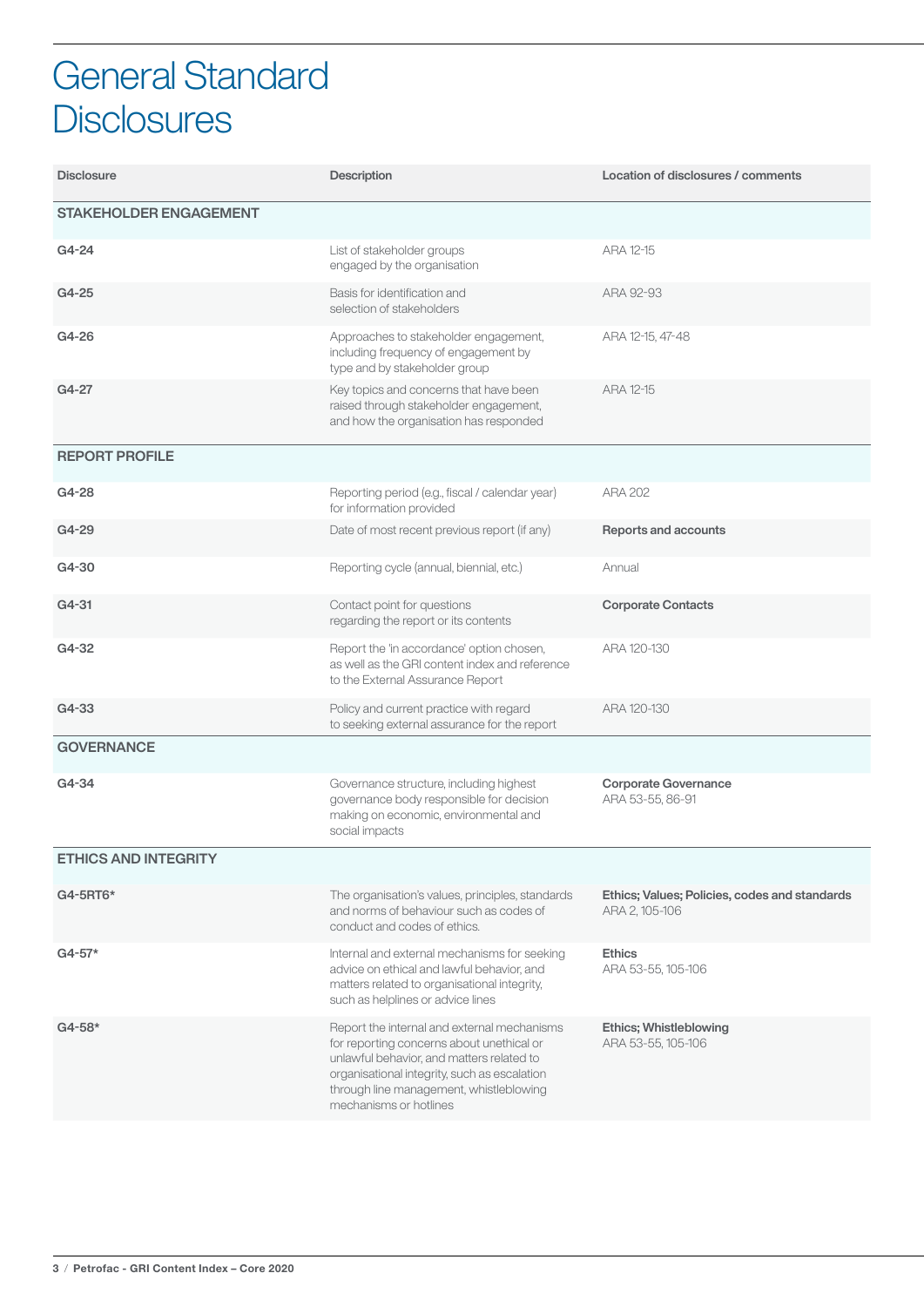# General Standard Disclosures

| Disclosure | Description | Location of disclosures / comments |
|---|---|---|
| **STAKEHOLDER ENGAGEMENT** | | |
| G4-24 | List of stakeholder groups engaged by the organisation | ARA 12-15 |
| G4-25 | Basis for identification and selection of stakeholders | ARA 92-93 |
| G4-26 | Approaches to stakeholder engagement, including frequency of engagement by type and by stakeholder group | ARA 12-15, 47-48 |
| G4-27 | Key topics and concerns that have been raised through stakeholder engagement, and how the organisation has responded | ARA 12-15 |
| **REPORT PROFILE** | | |
| G4-28 | Reporting period (e.g., fiscal / calendar year) for information provided | ARA 202 |
| G4-29 | Date of most recent previous report (if any) | **Reports and accounts** |
| G4-30 | Reporting cycle (annual, biennial, etc.) | Annual |
| G4-31 | Contact point for questions regarding the report or its contents | **Corporate Contacts** |
| G4-32 | Report the 'in accordance' option chosen, as well as the GRI content index and reference to the External Assurance Report | ARA 120-130 |
| G4-33 | Policy and current practice with regard to seeking external assurance for the report | ARA 120-130 |
| **GOVERNANCE** | | |
| G4-34 | Governance structure, including highest governance body responsible for decision making on economic, environmental and social impacts | **Corporate Governance** ARA 53-55, 86-91 |
| **ETHICS AND INTEGRITY** | | |
| G4-5RT6* | The organisation's values, principles, standards and norms of behaviour such as codes of conduct and codes of ethics. | **Ethics; Values; Policies, codes and standards** ARA 2, 105-106 |
| G4-57* | Internal and external mechanisms for seeking advice on ethical and lawful behavior, and matters related to organisational integrity, such as helplines or advice lines | **Ethics** ARA 53-55, 105-106 |
| G4-58* | Report the internal and external mechanisms for reporting concerns about unethical or unlawful behavior, and matters related to organisational integrity, such as escalation through line management, whistleblowing mechanisms or hotlines | **Ethics; Whistleblowing** ARA 53-55, 105-106 |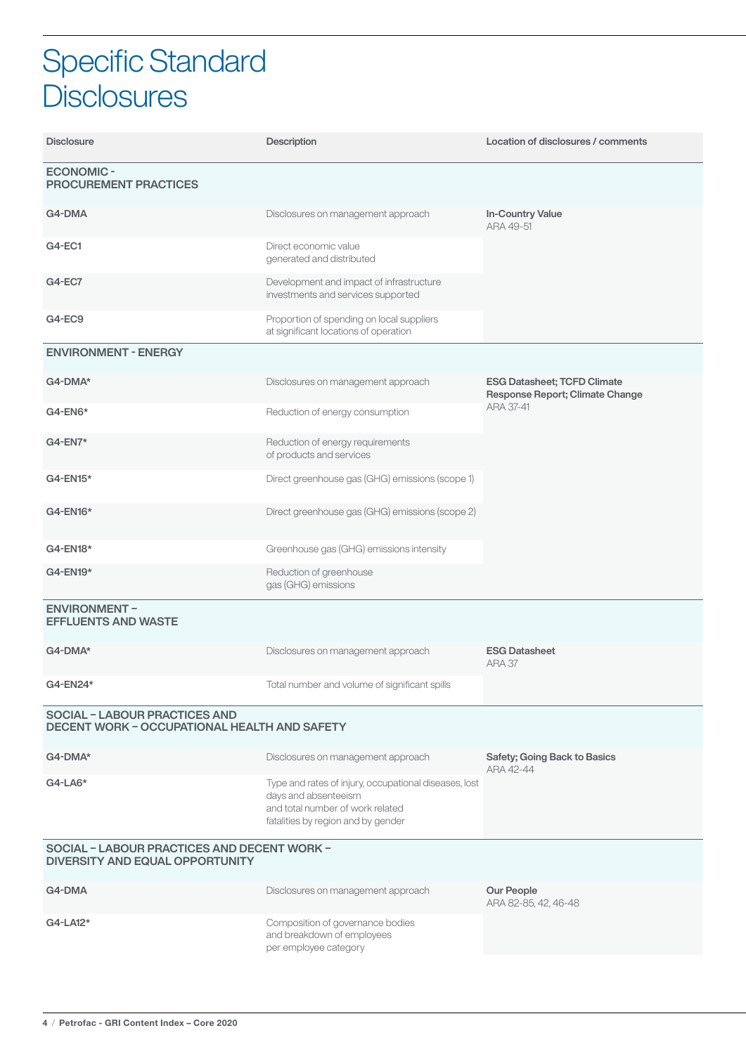# Specific Standard Disclosures

| Disclosure | Description | Location of disclosures / comments |
|---|---|---|
| **ECONOMIC - PROCUREMENT PRACTICES** | | |
| G4-DMA | Disclosures on management approach | **In-Country Value** ARA 49-51 |
| G4-EC1 | Direct economic value generated and distributed | |
| G4-EC7 | Development and impact of infrastructure investments and services supported | |
| G4-EC9 | Proportion of spending on local suppliers at significant locations of operation | |
| **ENVIRONMENT - ENERGY** | | |
| G4-DMA* | Disclosures on management approach | **ESG Datasheet; TCFD Climate Response Report; Climate Change** ARA 37-41 |
| G4-EN6* | Reduction of energy consumption | |
| G4-EN7* | Reduction of energy requirements of products and services | |
| G4-EN15* | Direct greenhouse gas (GHG) emissions (scope 1) | |
| G4-EN16* | Direct greenhouse gas (GHG) emissions (scope 2) | |
| G4-EN18* | Greenhouse gas (GHG) emissions intensity | |
| G4-EN19* | Reduction of greenhouse gas (GHG) emissions | |
| **ENVIRONMENT – EFFLUENTS AND WASTE** | | |
| G4-DMA* | Disclosures on management approach | **ESG Datasheet** ARA 37 |
| G4-EN24* | Total number and volume of significant spills | |
| **SOCIAL – LABOUR PRACTICES AND DECENT WORK – OCCUPATIONAL HEALTH AND SAFETY** | | |
| G4-DMA* | Disclosures on management approach | **Safety; Going Back to Basics** ARA 42-44 |
| G4-LA6* | Type and rates of injury, occupational diseases, lost days and absenteeism and total number of work related fatalities by region and by gender | |
| **SOCIAL – LABOUR PRACTICES AND DECENT WORK – DIVERSITY AND EQUAL OPPORTUNITY** | | |
| G4-DMA | Disclosures on management approach | **Our People** ARA 82-85, 42, 46-48 |
| G4-LA12* | Composition of governance bodies and breakdown of employees per employee category | |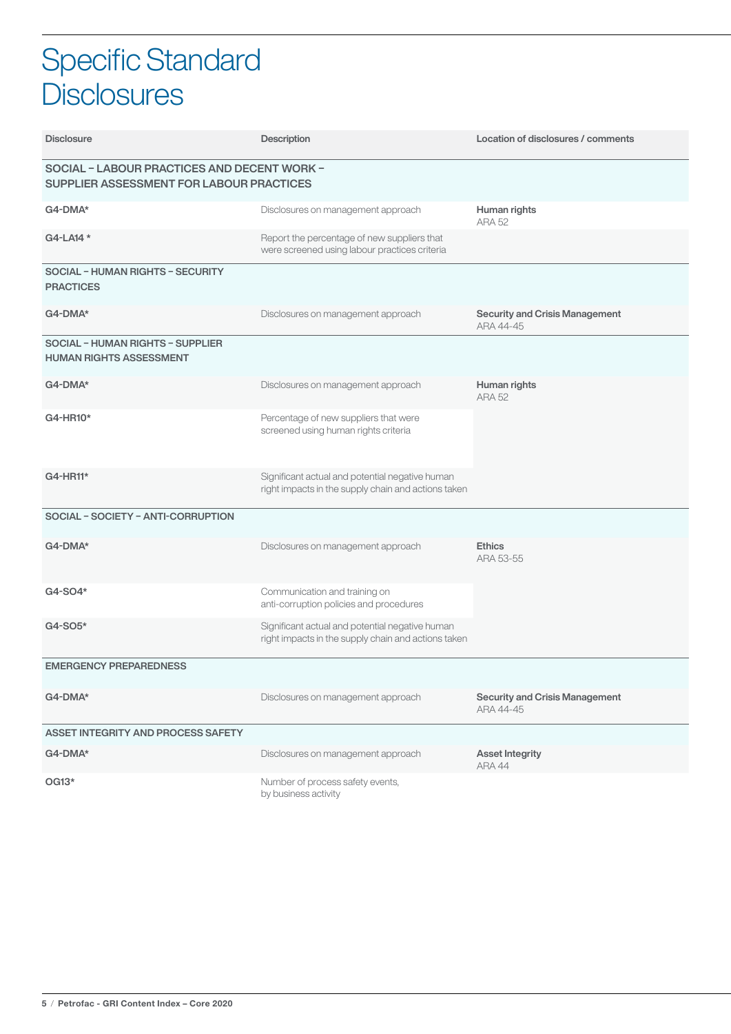# Specific Standard Disclosures

| Disclosure | Description | Location of disclosures / comments |
|---|---|---|
| **SOCIAL – LABOUR PRACTICES AND DECENT WORK – SUPPLIER ASSESSMENT FOR LABOUR PRACTICES** | | |
| G4-DMA* | Disclosures on management approach | **Human rights** ARA 52 |
| G4-LA14 * | Report the percentage of new suppliers that were screened using labour practices criteria | |
| **SOCIAL – HUMAN RIGHTS – SECURITY PRACTICES** | | |
| G4-DMA* | Disclosures on management approach | **Security and Crisis Management** ARA 44-45 |
| **SOCIAL – HUMAN RIGHTS – SUPPLIER HUMAN RIGHTS ASSESSMENT** | | |
| G4-DMA* | Disclosures on management approach | **Human rights** ARA 52 |
| G4-HR10* | Percentage of new suppliers that were screened using human rights criteria | |
| G4-HR11* | Significant actual and potential negative human right impacts in the supply chain and actions taken | |
| **SOCIAL – SOCIETY – ANTI-CORRUPTION** | | |
| G4-DMA* | Disclosures on management approach | **Ethics** ARA 53-55 |
| G4-SO4* | Communication and training on anti-corruption policies and procedures | |
| G4-SO5* | Significant actual and potential negative human right impacts in the supply chain and actions taken | |
| **EMERGENCY PREPAREDNESS** | | |
| G4-DMA* | Disclosures on management approach | **Security and Crisis Management** ARA 44-45 |
| **ASSET INTEGRITY AND PROCESS SAFETY** | | |
| G4-DMA* | Disclosures on management approach | **Asset Integrity** ARA 44 |
| OG13* | Number of process safety events, by business activity | |